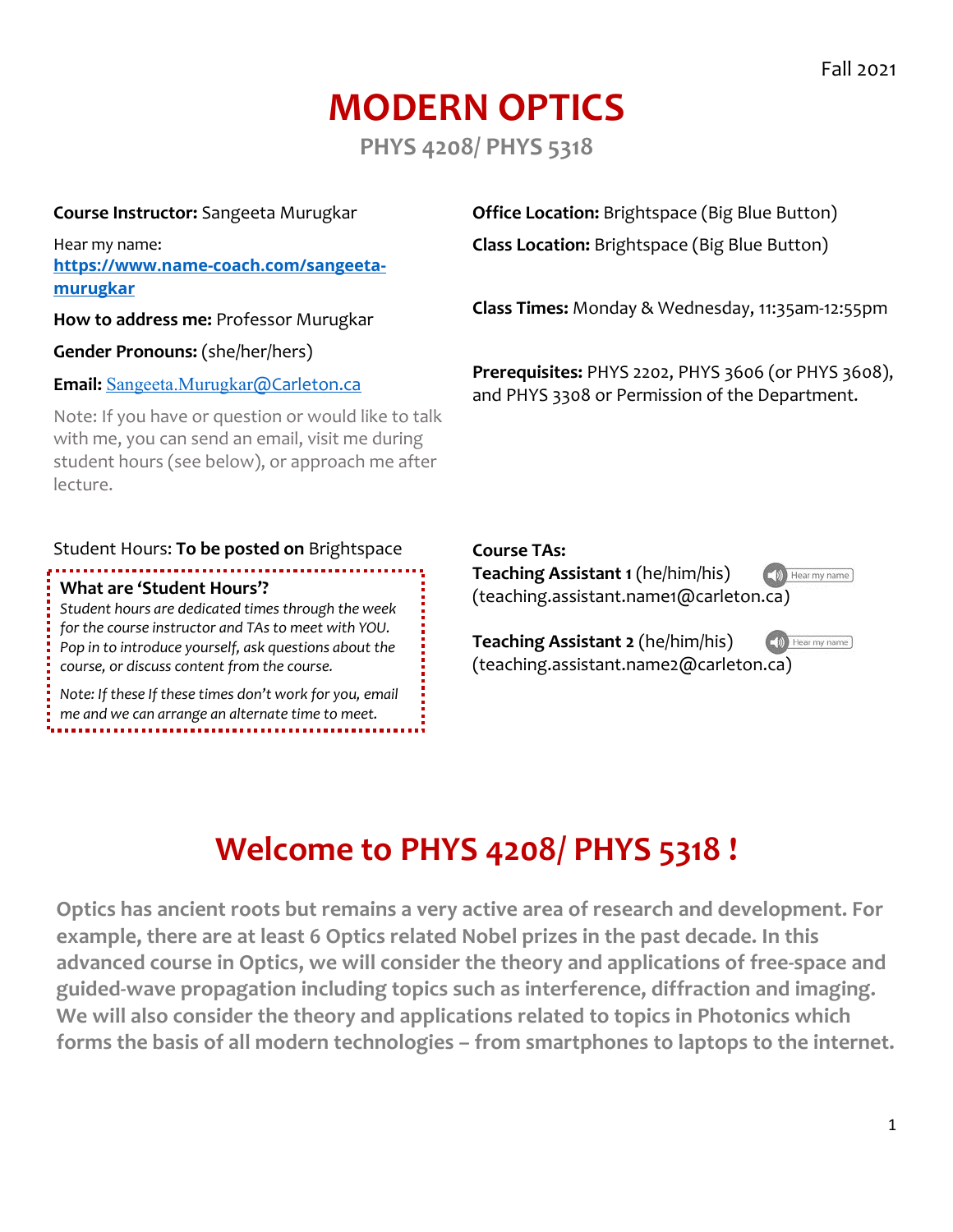Fall 2021

# MODERN OPTICS

## PHYS 4208/ PHYS 5318

**Course Instructor:** Sangeeta Murugkar

Hear my name: **https://www.name-coach.com/sangeeta-murugkar**

**How to address me:** Professor Murugkar

**Gender Pronouns:** (she/her/hers)

**Email:** Sangeeta.Murugkar@Carleton.ca

Note: If you have or question or would like to talk with me, you can send an email, visit me during student hours (see below), or approach me after lecture.

**Office Location:** Brightspace (Big Blue Button)

**Class Location:** Brightspace (Big Blue Button)

**Class Times:** Monday & Wednesday, 11:35am-12:55pm

**Prerequisites:** PHYS 2202, PHYS 3606 (or PHYS 3608), and PHYS 3308 or Permission of the Department.

Student Hours: **To be posted on** Brightspace

**What are 'Student Hours'?**

*Student hours are dedicated times through the week for the course instructor and TAs to meet with YOU. Pop in to introduce yourself, ask questions about the course, or discuss content from the course.*

*Note: If these If these times don't work for you, email me and we can arrange an alternate time to meet.*

**Course TAs:**

**Teaching Assistant 1** (he/him/his) Hear my name
(teaching.assistant.name1@carleton.ca)

**Teaching Assistant 2** (he/him/his) Hear my name
(teaching.assistant.name2@carleton.ca)

# Welcome to PHYS 4208/ PHYS 5318 !

**Optics has ancient roots but remains a very active area of research and development. For example, there are at least 6 Optics related Nobel prizes in the past decade. In this advanced course in Optics, we will consider the theory and applications of free-space and guided-wave propagation including topics such as interference, diffraction and imaging. We will also consider the theory and applications related to topics in Photonics which forms the basis of all modern technologies – from smartphones to laptops to the internet.**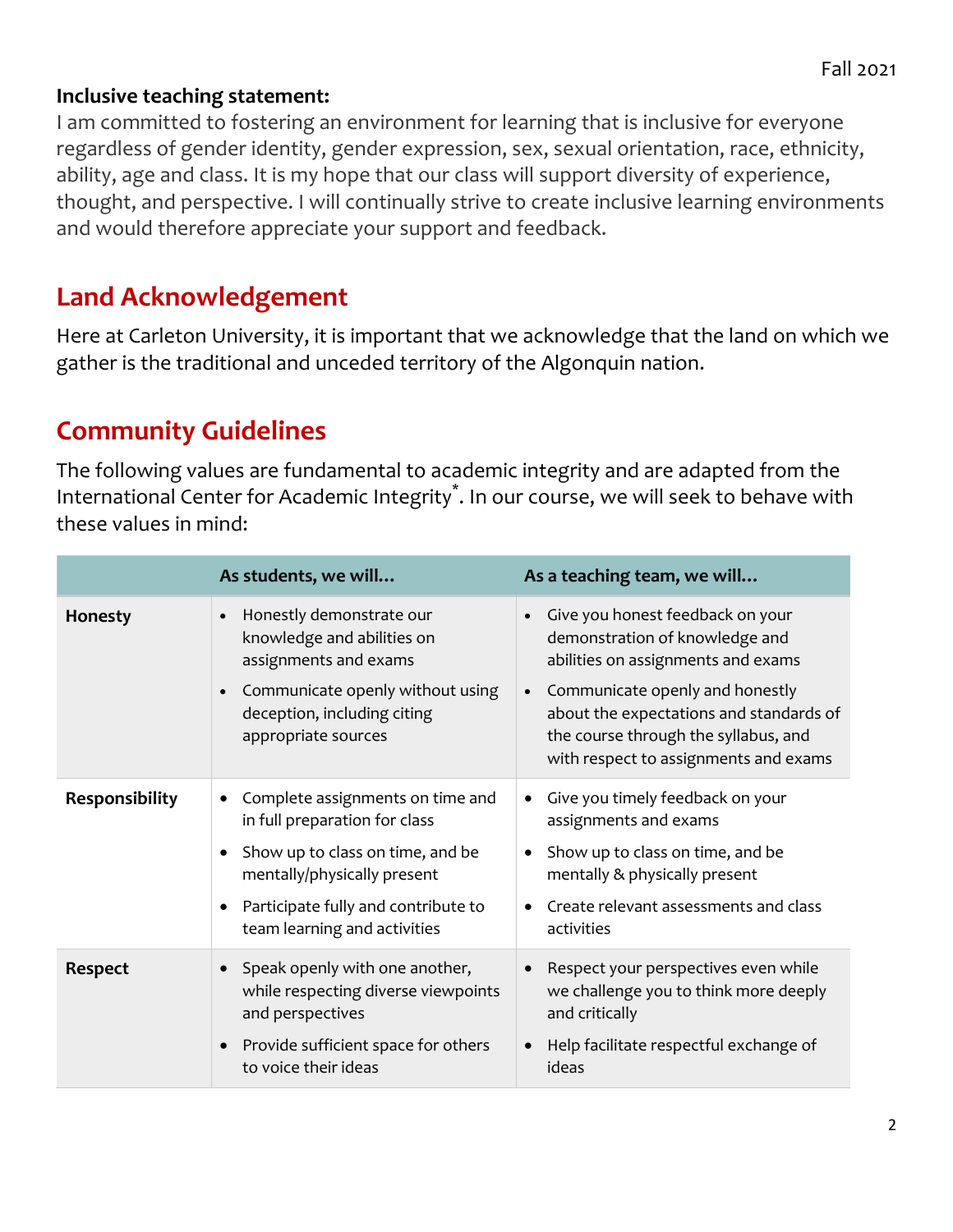**Inclusive teaching statement:**

I am committed to fostering an environment for learning that is inclusive for everyone regardless of gender identity, gender expression, sex, sexual orientation, race, ethnicity, ability, age and class. It is my hope that our class will support diversity of experience, thought, and perspective. I will continually strive to create inclusive learning environments and would therefore appreciate your support and feedback.

## Land Acknowledgement

Here at Carleton University, it is important that we acknowledge that the land on which we gather is the traditional and unceded territory of the Algonquin nation.

## Community Guidelines

The following values are fundamental to academic integrity and are adapted from the International Center for Academic Integrity*. In our course, we will seek to behave with these values in mind:

| | As students, we will… | As a teaching team, we will… |
|---|---|---|
| **Honesty** | • Honestly demonstrate our knowledge and abilities on assignments and exams<br>• Communicate openly without using deception, including citing appropriate sources | • Give you honest feedback on your demonstration of knowledge and abilities on assignments and exams<br>• Communicate openly and honestly about the expectations and standards of the course through the syllabus, and with respect to assignments and exams |
| **Responsibility** | • Complete assignments on time and in full preparation for class<br>• Show up to class on time, and be mentally/physically present<br>• Participate fully and contribute to team learning and activities | • Give you timely feedback on your assignments and exams<br>• Show up to class on time, and be mentally & physically present<br>• Create relevant assessments and class activities |
| **Respect** | • Speak openly with one another, while respecting diverse viewpoints and perspectives<br>• Provide sufficient space for others to voice their ideas | • Respect your perspectives even while we challenge you to think more deeply and critically<br>• Help facilitate respectful exchange of ideas |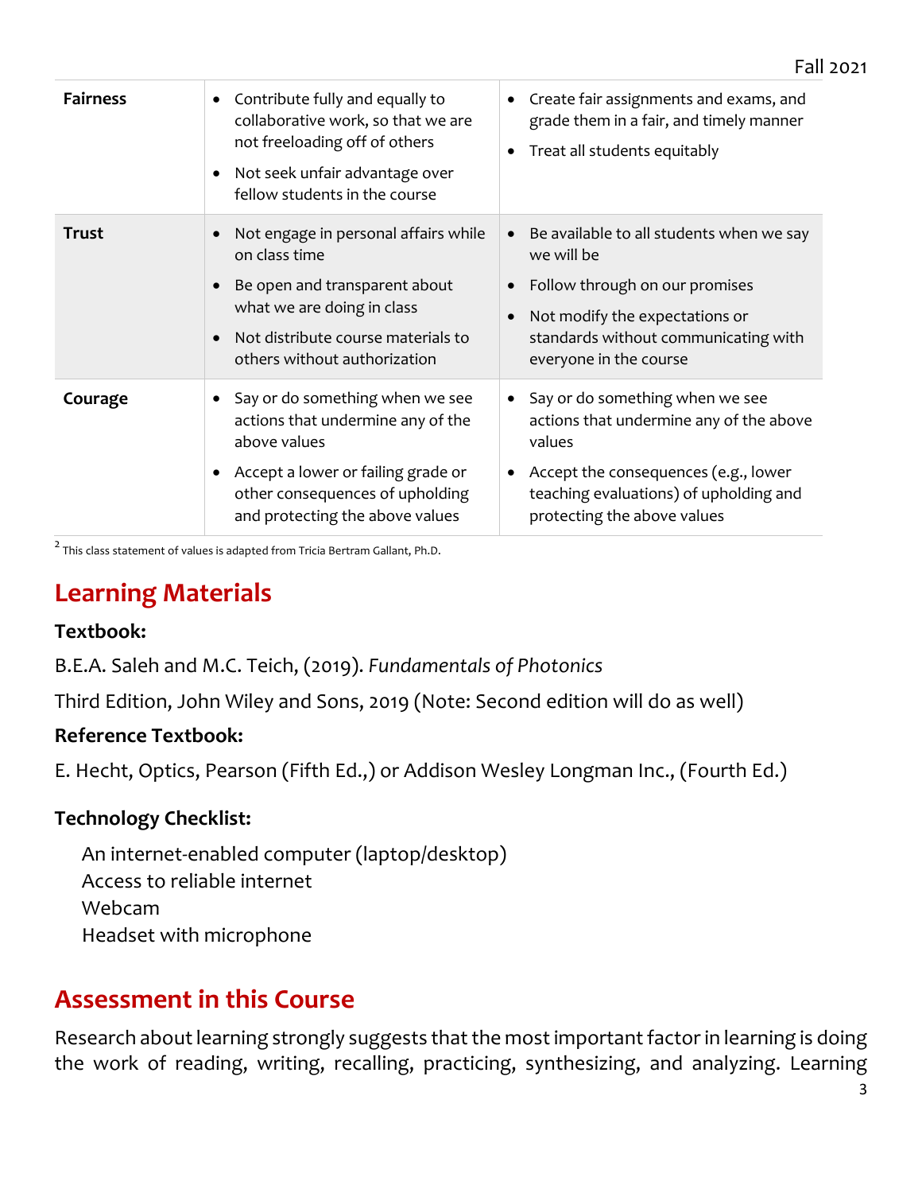| Fairness | • Contribute fully and equally to collaborative work, so that we are not freeloading off of others<br>• Not seek unfair advantage over fellow students in the course | • Create fair assignments and exams, and grade them in a fair, and timely manner<br>• Treat all students equitably |
|---|---|---|
| Trust | • Not engage in personal affairs while on class time<br>• Be open and transparent about what we are doing in class<br>• Not distribute course materials to others without authorization | • Be available to all students when we say we will be<br>• Follow through on our promises<br>• Not modify the expectations or standards without communicating with everyone in the course |
| Courage | • Say or do something when we see actions that undermine any of the above values<br>• Accept a lower or failing grade or other consequences of upholding and protecting the above values | • Say or do something when we see actions that undermine any of the above values<br>• Accept the consequences (e.g., lower teaching evaluations) of upholding and protecting the above values |

[2] This class statement of values is adapted from Tricia Bertram Gallant, Ph.D.

## Learning Materials

### Textbook:

B.E.A. Saleh and M.C. Teich, (2019). *Fundamentals of Photonics*

Third Edition, John Wiley and Sons, 2019 (Note: Second edition will do as well)

### Reference Textbook:

E. Hecht, Optics, Pearson (Fifth Ed.,) or Addison Wesley Longman Inc., (Fourth Ed.)

### Technology Checklist:

An internet-enabled computer (laptop/desktop)
Access to reliable internet
Webcam
Headset with microphone

## Assessment in this Course

Research about learning strongly suggests that the most important factor in learning is doing the work of reading, writing, recalling, practicing, synthesizing, and analyzing. Learning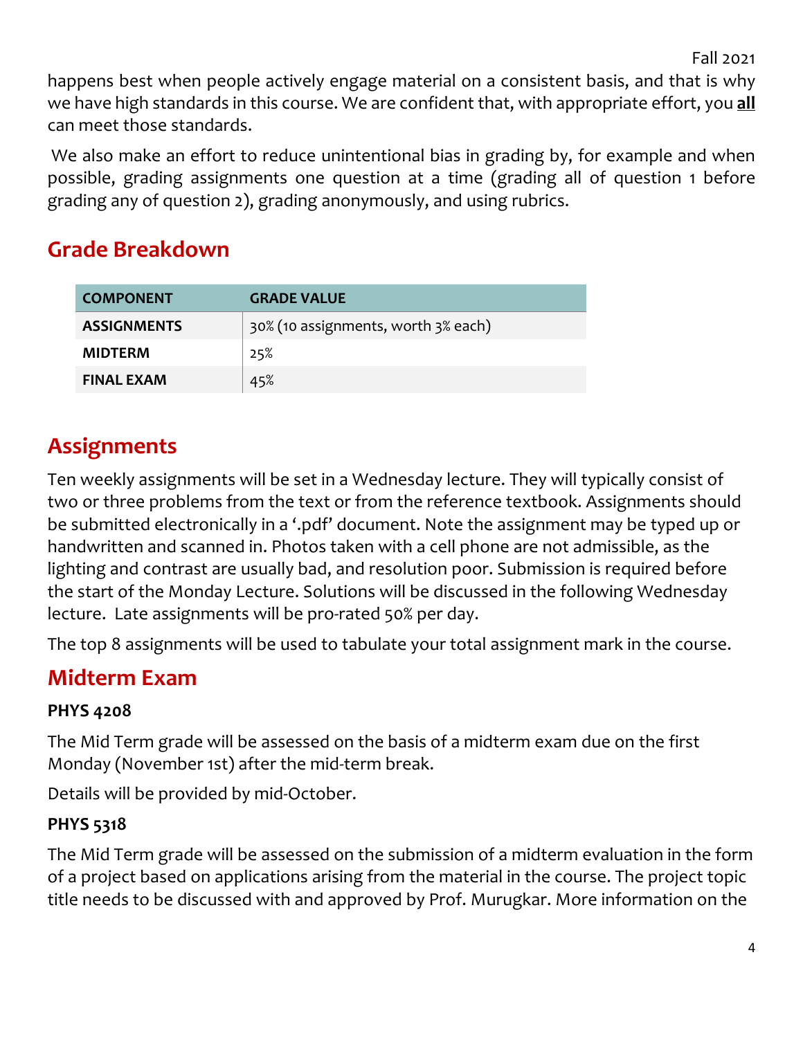happens best when people actively engage material on a consistent basis, and that is why we have high standards in this course. We are confident that, with appropriate effort, you **all** can meet those standards.

We also make an effort to reduce unintentional bias in grading by, for example and when possible, grading assignments one question at a time (grading all of question 1 before grading any of question 2), grading anonymously, and using rubrics.

## Grade Breakdown

| COMPONENT | GRADE VALUE |
| --- | --- |
| ASSIGNMENTS | 30% (10 assignments, worth 3% each) |
| MIDTERM | 25% |
| FINAL EXAM | 45% |

## Assignments

Ten weekly assignments will be set in a Wednesday lecture. They will typically consist of two or three problems from the text or from the reference textbook. Assignments should be submitted electronically in a '.pdf' document. Note the assignment may be typed up or handwritten and scanned in. Photos taken with a cell phone are not admissible, as the lighting and contrast are usually bad, and resolution poor. Submission is required before the start of the Monday Lecture. Solutions will be discussed in the following Wednesday lecture. Late assignments will be pro-rated 50% per day.

The top 8 assignments will be used to tabulate your total assignment mark in the course.

## Midterm Exam

### PHYS 4208

The Mid Term grade will be assessed on the basis of a midterm exam due on the first Monday (November 1st) after the mid-term break.

Details will be provided by mid-October.

### PHYS 5318

The Mid Term grade will be assessed on the submission of a midterm evaluation in the form of a project based on applications arising from the material in the course. The project topic title needs to be discussed with and approved by Prof. Murugkar. More information on the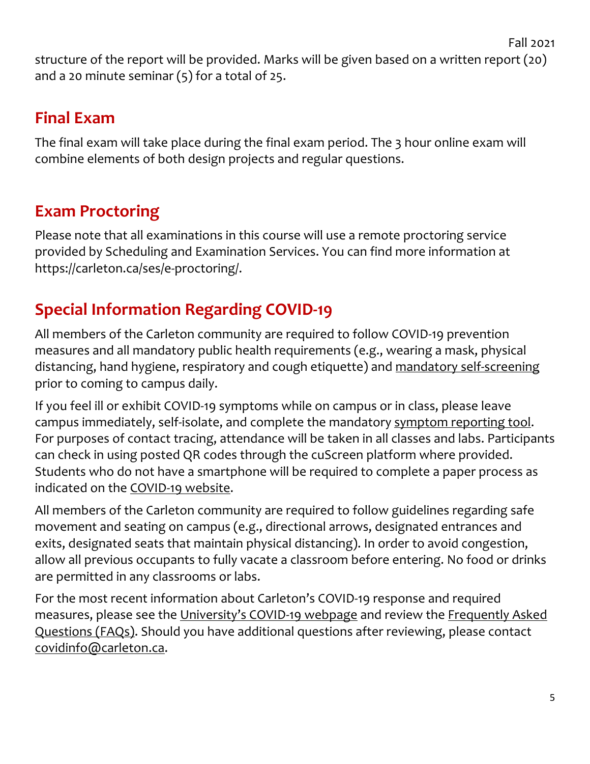structure of the report will be provided. Marks will be given based on a written report (20) and a 20 minute seminar (5) for a total of 25.

## Final Exam

The final exam will take place during the final exam period. The 3 hour online exam will combine elements of both design projects and regular questions.

## Exam Proctoring

Please note that all examinations in this course will use a remote proctoring service provided by Scheduling and Examination Services. You can find more information at https://carleton.ca/ses/e-proctoring/.

## Special Information Regarding COVID-19

All members of the Carleton community are required to follow COVID-19 prevention measures and all mandatory public health requirements (e.g., wearing a mask, physical distancing, hand hygiene, respiratory and cough etiquette) and mandatory self-screening prior to coming to campus daily.

If you feel ill or exhibit COVID-19 symptoms while on campus or in class, please leave campus immediately, self-isolate, and complete the mandatory symptom reporting tool. For purposes of contact tracing, attendance will be taken in all classes and labs. Participants can check in using posted QR codes through the cuScreen platform where provided. Students who do not have a smartphone will be required to complete a paper process as indicated on the COVID-19 website.

All members of the Carleton community are required to follow guidelines regarding safe movement and seating on campus (e.g., directional arrows, designated entrances and exits, designated seats that maintain physical distancing). In order to avoid congestion, allow all previous occupants to fully vacate a classroom before entering. No food or drinks are permitted in any classrooms or labs.

For the most recent information about Carleton's COVID-19 response and required measures, please see the University's COVID-19 webpage and review the Frequently Asked Questions (FAQs). Should you have additional questions after reviewing, please contact covidinfo@carleton.ca.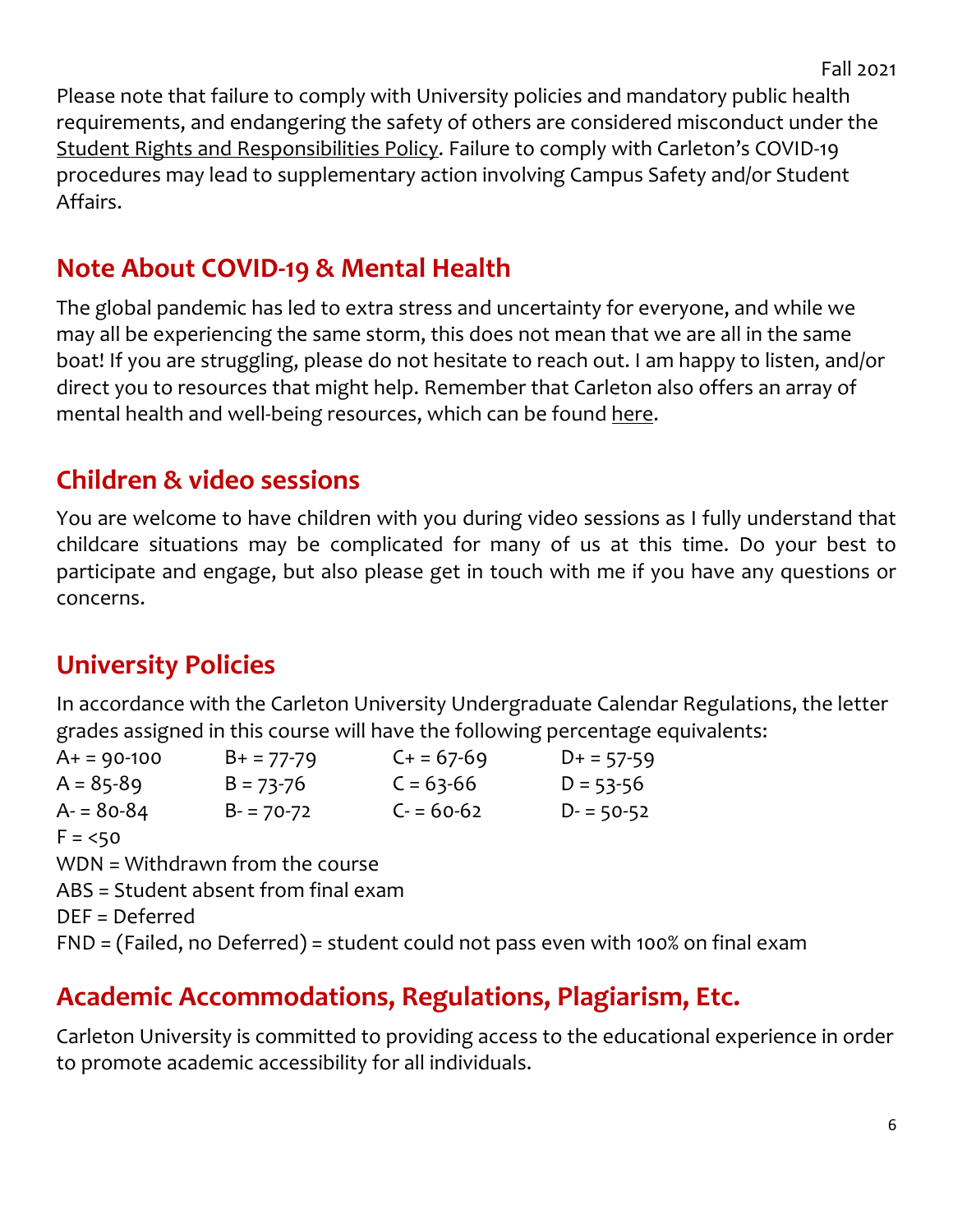Please note that failure to comply with University policies and mandatory public health requirements, and endangering the safety of others are considered misconduct under the Student Rights and Responsibilities Policy. Failure to comply with Carleton's COVID-19 procedures may lead to supplementary action involving Campus Safety and/or Student Affairs.

## Note About COVID-19 & Mental Health

The global pandemic has led to extra stress and uncertainty for everyone, and while we may all be experiencing the same storm, this does not mean that we are all in the same boat! If you are struggling, please do not hesitate to reach out. I am happy to listen, and/or direct you to resources that might help. Remember that Carleton also offers an array of mental health and well-being resources, which can be found here.

## Children & video sessions

You are welcome to have children with you during video sessions as I fully understand that childcare situations may be complicated for many of us at this time. Do your best to participate and engage, but also please get in touch with me if you have any questions or concerns.

## University Policies

In accordance with the Carleton University Undergraduate Calendar Regulations, the letter grades assigned in this course will have the following percentage equivalents:

| | | | |
|---|---|---|---|
| A+ = 90-100 | B+ = 77-79 | C+ = 67-69 | D+ = 57-59 |
| A = 85-89 | B = 73-76 | C = 63-66 | D = 53-56 |
| A- = 80-84 | B- = 70-72 | C- = 60-62 | D- = 50-52 |

F = <50

WDN = Withdrawn from the course

ABS = Student absent from final exam

DEF = Deferred

FND = (Failed, no Deferred) = student could not pass even with 100% on final exam

## Academic Accommodations, Regulations, Plagiarism, Etc.

Carleton University is committed to providing access to the educational experience in order to promote academic accessibility for all individuals.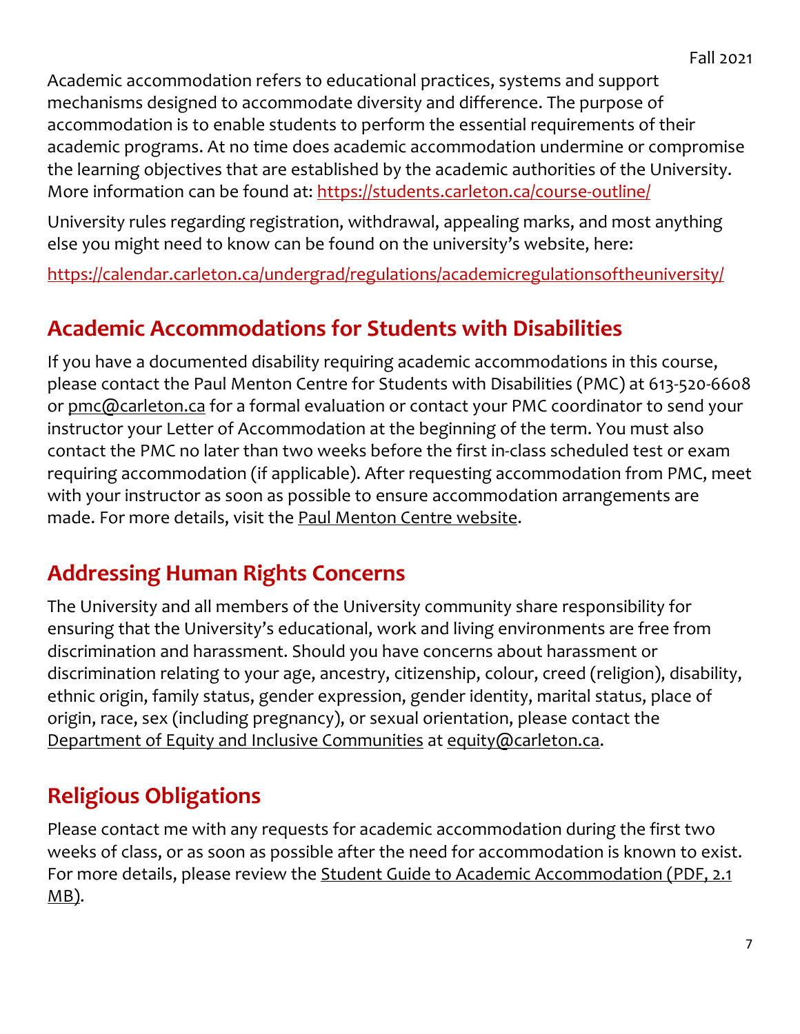Academic accommodation refers to educational practices, systems and support mechanisms designed to accommodate diversity and difference. The purpose of accommodation is to enable students to perform the essential requirements of their academic programs. At no time does academic accommodation undermine or compromise the learning objectives that are established by the academic authorities of the University. More information can be found at: [https://students.carleton.ca/course-outline/](https://students.carleton.ca/course-outline/)

University rules regarding registration, withdrawal, appealing marks, and most anything else you might need to know can be found on the university's website, here:

[https://calendar.carleton.ca/undergrad/regulations/academicregulationsoftheuniversity/](https://calendar.carleton.ca/undergrad/regulations/academicregulationsoftheuniversity/)

## Academic Accommodations for Students with Disabilities

If you have a documented disability requiring academic accommodations in this course, please contact the Paul Menton Centre for Students with Disabilities (PMC) at 613-520-6608 or pmc@carleton.ca for a formal evaluation or contact your PMC coordinator to send your instructor your Letter of Accommodation at the beginning of the term. You must also contact the PMC no later than two weeks before the first in-class scheduled test or exam requiring accommodation (if applicable). After requesting accommodation from PMC, meet with your instructor as soon as possible to ensure accommodation arrangements are made. For more details, visit the Paul Menton Centre website.

## Addressing Human Rights Concerns

The University and all members of the University community share responsibility for ensuring that the University's educational, work and living environments are free from discrimination and harassment. Should you have concerns about harassment or discrimination relating to your age, ancestry, citizenship, colour, creed (religion), disability, ethnic origin, family status, gender expression, gender identity, marital status, place of origin, race, sex (including pregnancy), or sexual orientation, please contact the Department of Equity and Inclusive Communities at equity@carleton.ca.

## Religious Obligations

Please contact me with any requests for academic accommodation during the first two weeks of class, or as soon as possible after the need for accommodation is known to exist. For more details, please review the Student Guide to Academic Accommodation (PDF, 2.1 MB).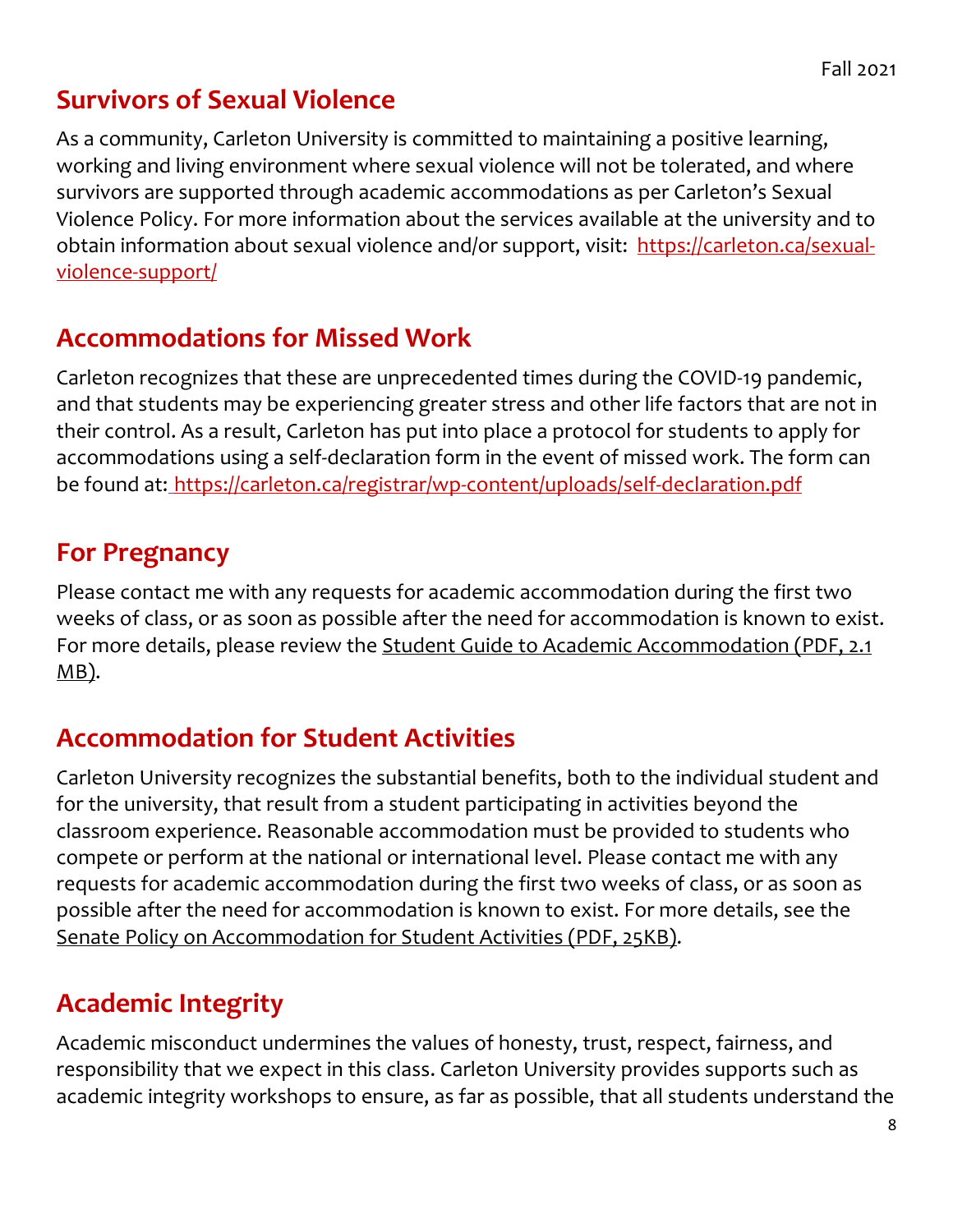## Survivors of Sexual Violence

As a community, Carleton University is committed to maintaining a positive learning, working and living environment where sexual violence will not be tolerated, and where survivors are supported through academic accommodations as per Carleton's Sexual Violence Policy. For more information about the services available at the university and to obtain information about sexual violence and/or support, visit: https://carleton.ca/sexual-violence-support/

## Accommodations for Missed Work

Carleton recognizes that these are unprecedented times during the COVID-19 pandemic, and that students may be experiencing greater stress and other life factors that are not in their control. As a result, Carleton has put into place a protocol for students to apply for accommodations using a self-declaration form in the event of missed work. The form can be found at: https://carleton.ca/registrar/wp-content/uploads/self-declaration.pdf

## For Pregnancy

Please contact me with any requests for academic accommodation during the first two weeks of class, or as soon as possible after the need for accommodation is known to exist. For more details, please review the Student Guide to Academic Accommodation (PDF, 2.1 MB).

## Accommodation for Student Activities

Carleton University recognizes the substantial benefits, both to the individual student and for the university, that result from a student participating in activities beyond the classroom experience. Reasonable accommodation must be provided to students who compete or perform at the national or international level. Please contact me with any requests for academic accommodation during the first two weeks of class, or as soon as possible after the need for accommodation is known to exist. For more details, see the Senate Policy on Accommodation for Student Activities (PDF, 25KB).

## Academic Integrity

Academic misconduct undermines the values of honesty, trust, respect, fairness, and responsibility that we expect in this class. Carleton University provides supports such as academic integrity workshops to ensure, as far as possible, that all students understand the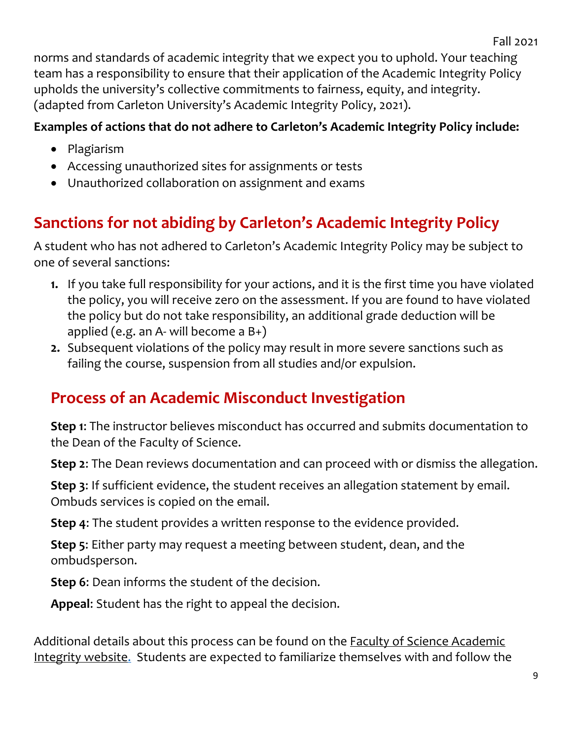norms and standards of academic integrity that we expect you to uphold. Your teaching team has a responsibility to ensure that their application of the Academic Integrity Policy upholds the university's collective commitments to fairness, equity, and integrity. (adapted from Carleton University's Academic Integrity Policy, 2021).

**Examples of actions that do not adhere to Carleton's Academic Integrity Policy include:**

- Plagiarism
- Accessing unauthorized sites for assignments or tests
- Unauthorized collaboration on assignment and exams

## Sanctions for not abiding by Carleton's Academic Integrity Policy

A student who has not adhered to Carleton's Academic Integrity Policy may be subject to one of several sanctions:

1. If you take full responsibility for your actions, and it is the first time you have violated the policy, you will receive zero on the assessment. If you are found to have violated the policy but do not take responsibility, an additional grade deduction will be applied (e.g. an A- will become a B+)
2. Subsequent violations of the policy may result in more severe sanctions such as failing the course, suspension from all studies and/or expulsion.

## Process of an Academic Misconduct Investigation

**Step 1**: The instructor believes misconduct has occurred and submits documentation to the Dean of the Faculty of Science.

**Step 2**: The Dean reviews documentation and can proceed with or dismiss the allegation.

**Step 3**: If sufficient evidence, the student receives an allegation statement by email. Ombuds services is copied on the email.

**Step 4**: The student provides a written response to the evidence provided.

**Step 5**: Either party may request a meeting between student, dean, and the ombudsperson.

**Step 6**: Dean informs the student of the decision.

**Appeal**: Student has the right to appeal the decision.

Additional details about this process can be found on the Faculty of Science Academic Integrity website. Students are expected to familiarize themselves with and follow the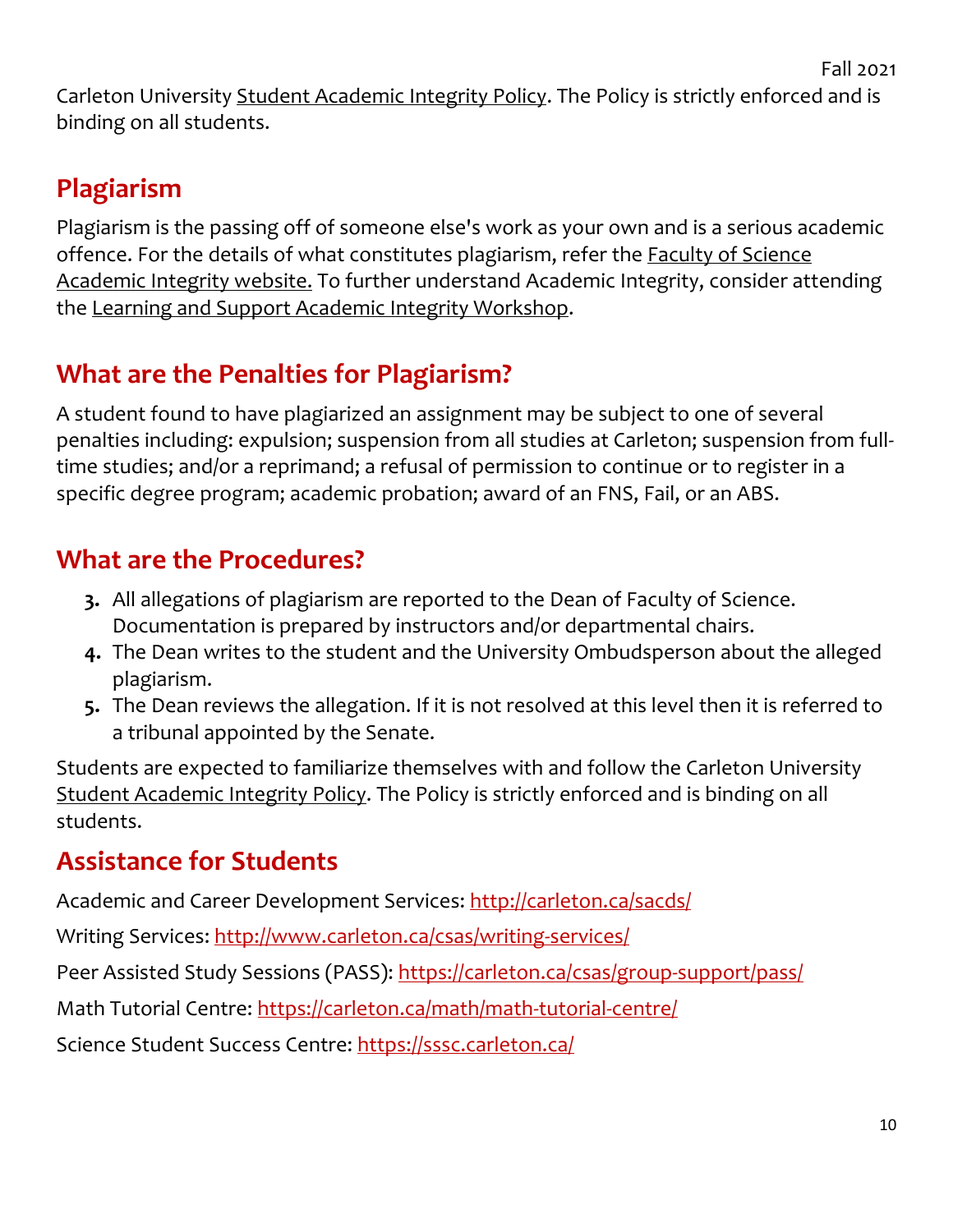Carleton University Student Academic Integrity Policy. The Policy is strictly enforced and is binding on all students.

## Plagiarism

Plagiarism is the passing off of someone else's work as your own and is a serious academic offence. For the details of what constitutes plagiarism, refer the Faculty of Science Academic Integrity website. To further understand Academic Integrity, consider attending the Learning and Support Academic Integrity Workshop.

## What are the Penalties for Plagiarism?

A student found to have plagiarized an assignment may be subject to one of several penalties including: expulsion; suspension from all studies at Carleton; suspension from full-time studies; and/or a reprimand; a refusal of permission to continue or to register in a specific degree program; academic probation; award of an FNS, Fail, or an ABS.

## What are the Procedures?

3. All allegations of plagiarism are reported to the Dean of Faculty of Science. Documentation is prepared by instructors and/or departmental chairs.
4. The Dean writes to the student and the University Ombudsperson about the alleged plagiarism.
5. The Dean reviews the allegation. If it is not resolved at this level then it is referred to a tribunal appointed by the Senate.

Students are expected to familiarize themselves with and follow the Carleton University Student Academic Integrity Policy. The Policy is strictly enforced and is binding on all students.

## Assistance for Students

Academic and Career Development Services: http://carleton.ca/sacds/

Writing Services: http://www.carleton.ca/csas/writing-services/

Peer Assisted Study Sessions (PASS): https://carleton.ca/csas/group-support/pass/

Math Tutorial Centre: https://carleton.ca/math/math-tutorial-centre/

Science Student Success Centre: https://sssc.carleton.ca/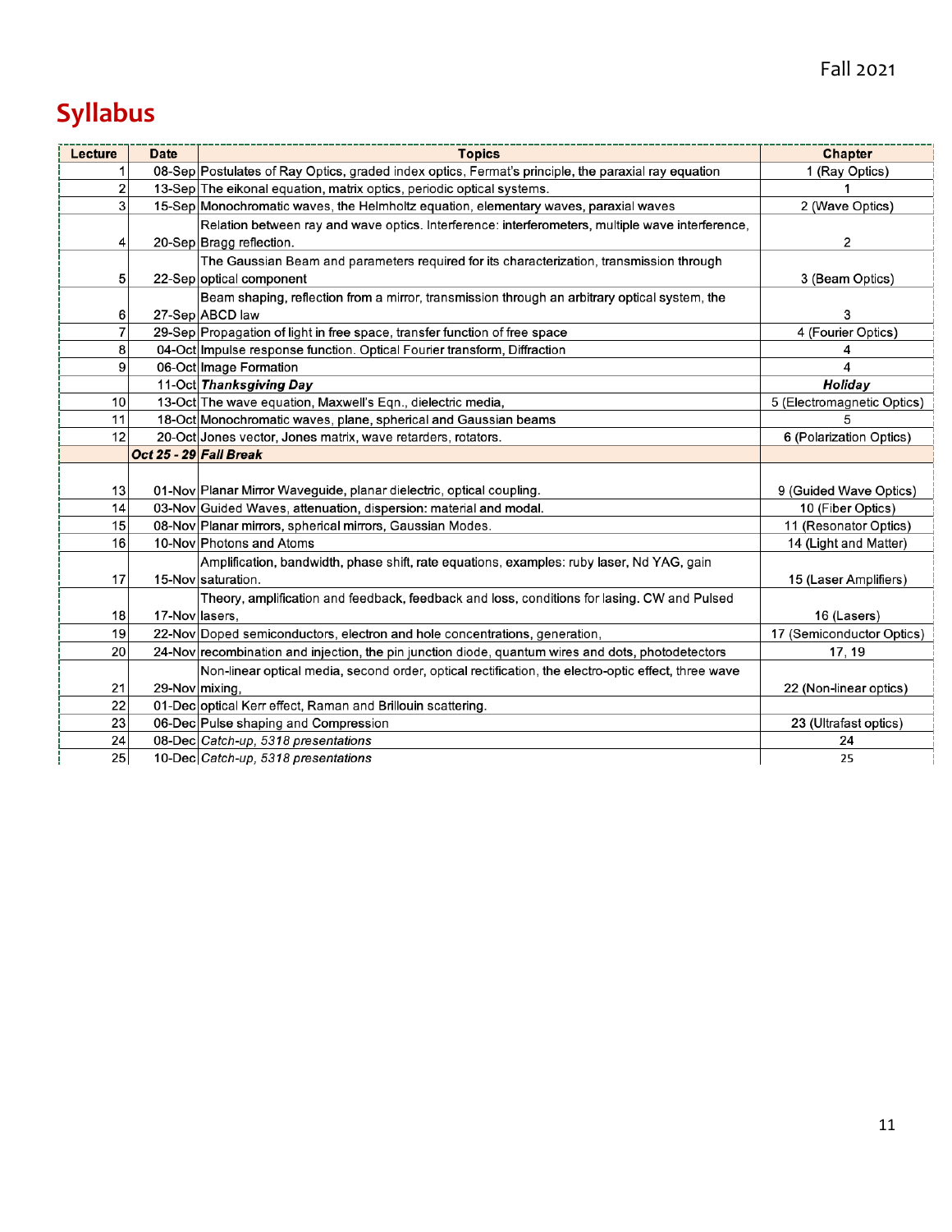# Syllabus

| Lecture | Date | Topics | Chapter |
|---|---|---|---|
| 1 | 08-Sep | Postulates of Ray Optics, graded index optics, Fermat's principle, the paraxial ray equation | 1 (Ray Optics) |
| 2 | 13-Sep | The eikonal equation, matrix optics, periodic optical systems. | 1 |
| 3 | 15-Sep | Monochromatic waves, the Helmholtz equation, elementary waves, paraxial waves | 2 (Wave Optics) |
| 4 | 20-Sep | Relation between ray and wave optics. Interference: interferometers, multiple wave interference, Bragg reflection. | 2 |
| 5 | 22-Sep | The Gaussian Beam and parameters required for its characterization, transmission through optical component | 3 (Beam Optics) |
| 6 | 27-Sep | Beam shaping, reflection from a mirror, transmission through an arbitrary optical system, the ABCD law | 3 |
| 7 | 29-Sep | Propagation of light in free space, transfer function of free space | 4 (Fourier Optics) |
| 8 | 04-Oct | Impulse response function. Optical Fourier transform, Diffraction | 4 |
| 9 | 06-Oct | Image Formation | 4 |
| | 11-Oct | ***Thanksgiving Day*** | ***Holiday*** |
| 10 | 13-Oct | The wave equation, Maxwell's Eqn., dielectric media, | 5 (Electromagnetic Optics) |
| 11 | 18-Oct | Monochromatic waves, plane, spherical and Gaussian beams | 5 |
| 12 | 20-Oct | Jones vector, Jones matrix, wave retarders, rotators. | 6 (Polarization Optics) |
| | ***Oct 25 - 29*** | ***Fall Break*** | |
| 13 | 01-Nov | Planar Mirror Waveguide, planar dielectric, optical coupling. | 9 (Guided Wave Optics) |
| 14 | 03-Nov | Guided Waves, attenuation, dispersion: material and modal. | 10 (Fiber Optics) |
| 15 | 08-Nov | Planar mirrors, spherical mirrors, Gaussian Modes. | 11 (Resonator Optics) |
| 16 | 10-Nov | Photons and Atoms | 14 (Light and Matter) |
| 17 | 15-Nov | Amplification, bandwidth, phase shift, rate equations, examples: ruby laser, Nd YAG, gain saturation. | 15 (Laser Amplifiers) |
| 18 | 17-Nov | Theory, amplification and feedback, feedback and loss, conditions for lasing. CW and Pulsed lasers, | 16 (Lasers) |
| 19 | 22-Nov | Doped semiconductors, electron and hole concentrations, generation, | 17 (Semiconductor Optics) |
| 20 | 24-Nov | recombination and injection, the pin junction diode, quantum wires and dots, photodetectors | 17, 19 |
| 21 | 29-Nov | Non-linear optical media, second order, optical rectification, the electro-optic effect, three wave mixing, | 22 (Non-linear optics) |
| 22 | 01-Dec | optical Kerr effect, Raman and Brillouin scattering. | |
| 23 | 06-Dec | Pulse shaping and Compression | 23 (Ultrafast optics) |
| 24 | 08-Dec | *Catch-up, 5318 presentations* | 24 |
| 25 | 10-Dec | *Catch-up, 5318 presentations* | 25 |